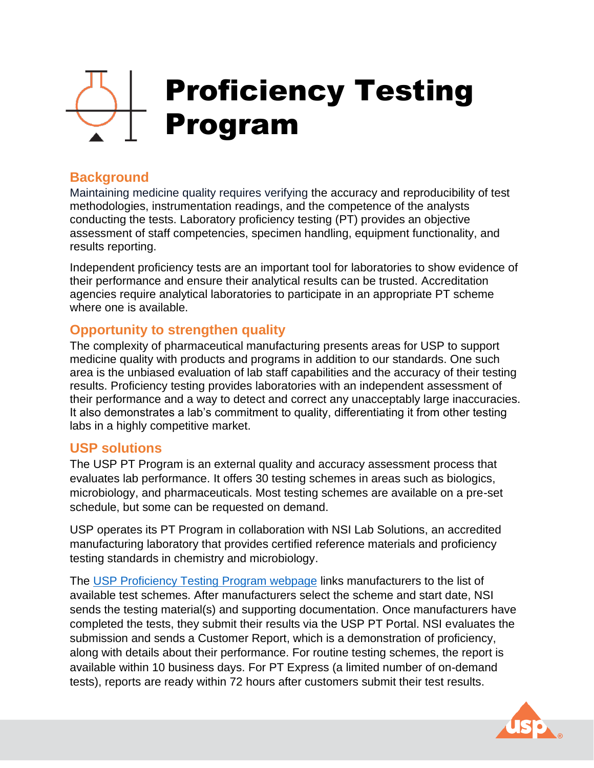# Proficiency Testing Program

## Background

Maintaining medicine quality requires verifying the accuracy and reproducibility of test methodologies, instrumentation readings, and the competence of the analysts conducting the tests. Laboratory proficiency testing (PT) provides an objective assessment of staff competencies, specimen handling, equipment functionality, and results reporting.

Independent proficiency tests are an important tool for laboratories to show evidence of their performance and ensure their analytical results can be trusted. Accreditation agencies require analytical laboratories to participate in an appropriate PT scheme where one is available.

## Opportunity to strengthen quality

The complexity of pharmaceutical manufacturing presents areas for USP to support medicine quality with products and programs in addition to our standards. One such area is the unbiased evaluation of lab staff capabilities and the accuracy of their testing results. Proficiency testing provides laboratories with an independent assessment of their performance and a way to detect and correct any unacceptably large inaccuracies. It also demonstrates a lab's commitment to quality, differentiating it from other testing labs in a highly competitive market.

## USP solutions

The USP PT Program is an external quality and accuracy assessment process that evaluates lab performance. It offers 30 testing schemes in areas such as biologics, microbiology, and pharmaceuticals. Most testing schemes are available on a pre-set schedule, but some can be requested on demand.

USP operates its PT Program in collaboration with NSI Lab Solutions, an accredited manufacturing laboratory that provides certified reference materials and proficiency testing standards in chemistry and microbiology.

The USP Proficiency Testing Program webpage links manufacturers to the list of available test schemes. After manufacturers select the scheme and start date, NSI sends the testing material(s) and supporting documentation. Once manufacturers have completed the tests, they submit their results via the USP PT Portal. NSI evaluates the submission and sends a Customer Report, which is a demonstration of proficiency, along with details about their performance. For routine testing schemes, the report is available within 10 business days. For PT Express (a limited number of on-demand tests), reports are ready within 72 hours after customers submit their test results.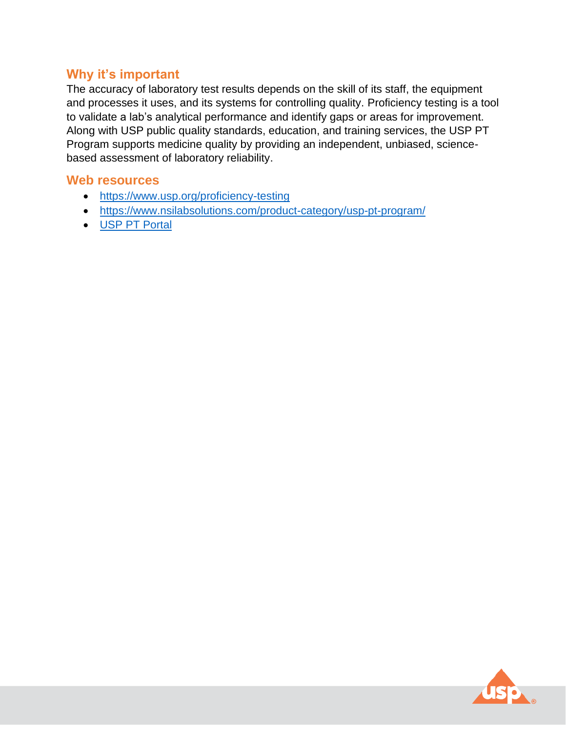## Why it's important

The accuracy of laboratory test results depends on the skill of its staff, the equipment and processes it uses, and its systems for controlling quality. Proficiency testing is a tool to validate a lab's analytical performance and identify gaps or areas for improvement. Along with USP public quality standards, education, and training services, the USP PT Program supports medicine quality by providing an independent, unbiased, science-based assessment of laboratory reliability.

## Web resources

- https://www.usp.org/proficiency-testing
- https://www.nsilabsolutions.com/product-category/usp-pt-program/
- USP PT Portal